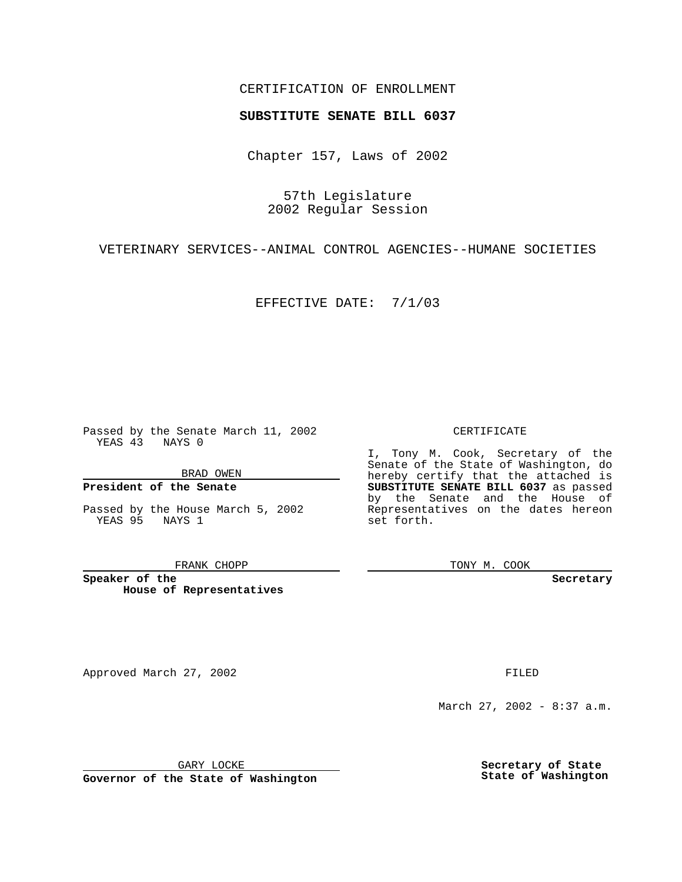CERTIFICATION OF ENROLLMENT

**SUBSTITUTE SENATE BILL 6037**

Chapter 157, Laws of 2002

57th Legislature
2002 Regular Session

VETERINARY SERVICES--ANIMAL CONTROL AGENCIES--HUMANE SOCIETIES

EFFECTIVE DATE: 7/1/03

Passed by the Senate March 11, 2002
YEAS 43 NAYS 0

BRAD OWEN

**President of the Senate**

Passed by the House March 5, 2002
YEAS 95 NAYS 1

FRANK CHOPP

**Speaker of the House of Representatives**

CERTIFICATE

I, Tony M. Cook, Secretary of the Senate of the State of Washington, do hereby certify that the attached is **SUBSTITUTE SENATE BILL 6037** as passed by the Senate and the House of Representatives on the dates hereon set forth.

TONY M. COOK

**Secretary**

Approved March 27, 2002

GARY LOCKE

**Governor of the State of Washington**

FILED

March 27, 2002 - 8:37 a.m.

**Secretary of State**
**State of Washington**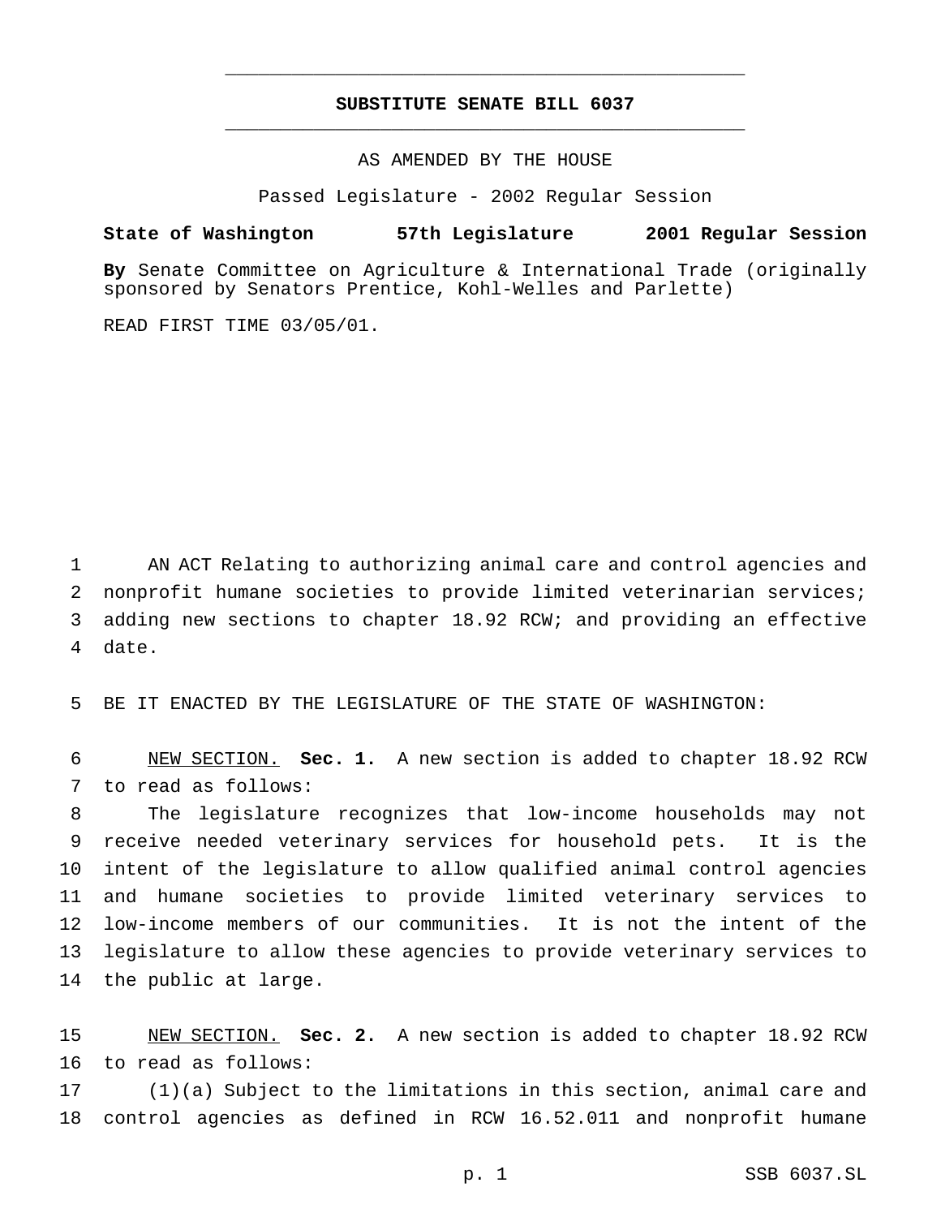# SUBSTITUTE SENATE BILL 6037

AS AMENDED BY THE HOUSE

Passed Legislature - 2002 Regular Session

**State of Washington 57th Legislature 2001 Regular Session**

**By** Senate Committee on Agriculture & International Trade (originally sponsored by Senators Prentice, Kohl-Welles and Parlette)

READ FIRST TIME 03/05/01.

1 AN ACT Relating to authorizing animal care and control agencies and 2 nonprofit humane societies to provide limited veterinarian services; 3 adding new sections to chapter 18.92 RCW; and providing an effective 4 date.

5 BE IT ENACTED BY THE LEGISLATURE OF THE STATE OF WASHINGTON:

6 NEW SECTION. **Sec. 1.** A new section is added to chapter 18.92 RCW 7 to read as follows:

8 The legislature recognizes that low-income households may not 9 receive needed veterinary services for household pets. It is the 10 intent of the legislature to allow qualified animal control agencies 11 and humane societies to provide limited veterinary services to 12 low-income members of our communities. It is not the intent of the 13 legislature to allow these agencies to provide veterinary services to 14 the public at large.

15 NEW SECTION. **Sec. 2.** A new section is added to chapter 18.92 RCW 16 to read as follows:

17 (1)(a) Subject to the limitations in this section, animal care and 18 control agencies as defined in RCW 16.52.011 and nonprofit humane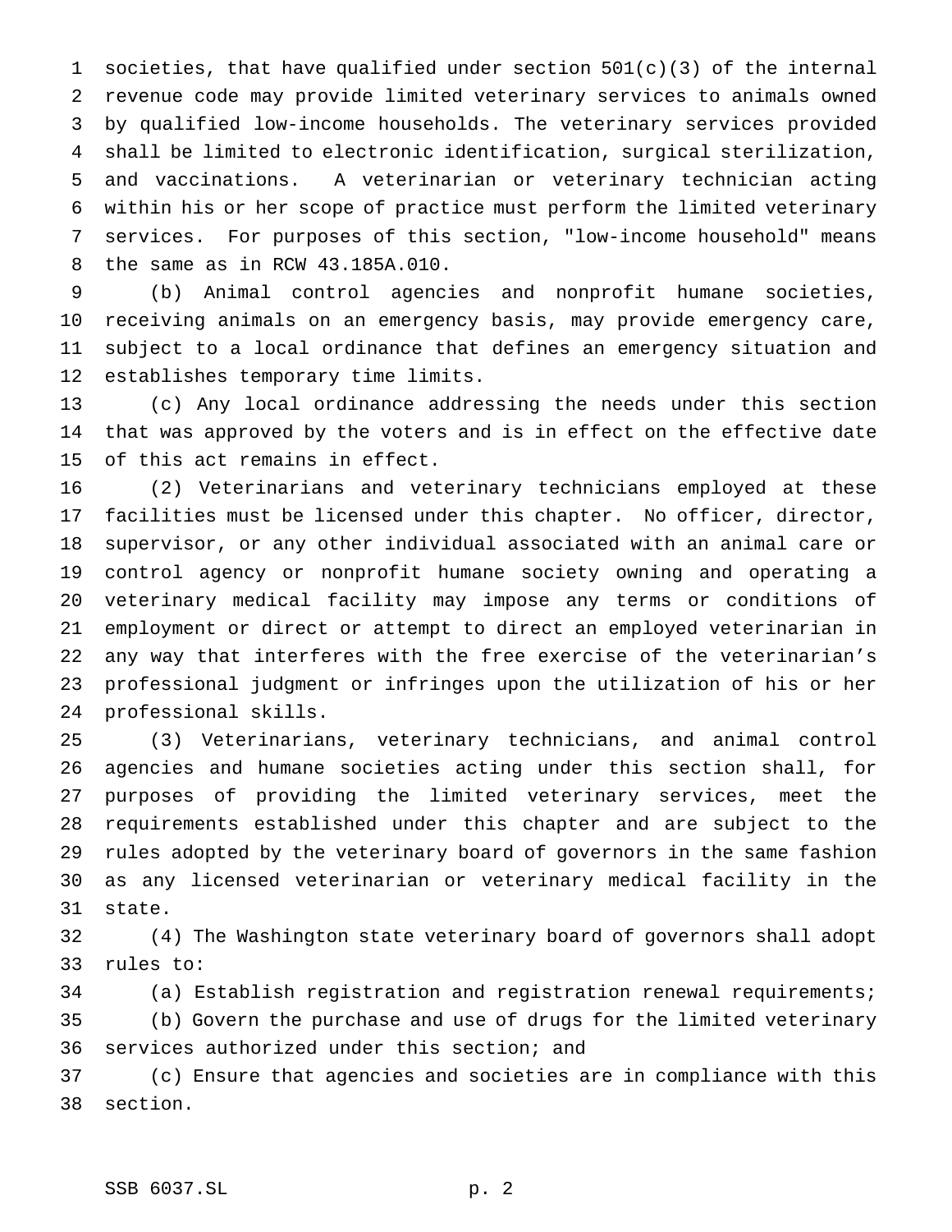societies, that have qualified under section 501(c)(3) of the internal revenue code may provide limited veterinary services to animals owned by qualified low-income households. The veterinary services provided shall be limited to electronic identification, surgical sterilization, and vaccinations. A veterinarian or veterinary technician acting within his or her scope of practice must perform the limited veterinary services. For purposes of this section, "low-income household" means the same as in RCW 43.185A.010.

(b) Animal control agencies and nonprofit humane societies, receiving animals on an emergency basis, may provide emergency care, subject to a local ordinance that defines an emergency situation and establishes temporary time limits.

(c) Any local ordinance addressing the needs under this section that was approved by the voters and is in effect on the effective date of this act remains in effect.

(2) Veterinarians and veterinary technicians employed at these facilities must be licensed under this chapter. No officer, director, supervisor, or any other individual associated with an animal care or control agency or nonprofit humane society owning and operating a veterinary medical facility may impose any terms or conditions of employment or direct or attempt to direct an employed veterinarian in any way that interferes with the free exercise of the veterinarian's professional judgment or infringes upon the utilization of his or her professional skills.

(3) Veterinarians, veterinary technicians, and animal control agencies and humane societies acting under this section shall, for purposes of providing the limited veterinary services, meet the requirements established under this chapter and are subject to the rules adopted by the veterinary board of governors in the same fashion as any licensed veterinarian or veterinary medical facility in the state.

(4) The Washington state veterinary board of governors shall adopt rules to:

(a) Establish registration and registration renewal requirements;

(b) Govern the purchase and use of drugs for the limited veterinary services authorized under this section; and

(c) Ensure that agencies and societies are in compliance with this section.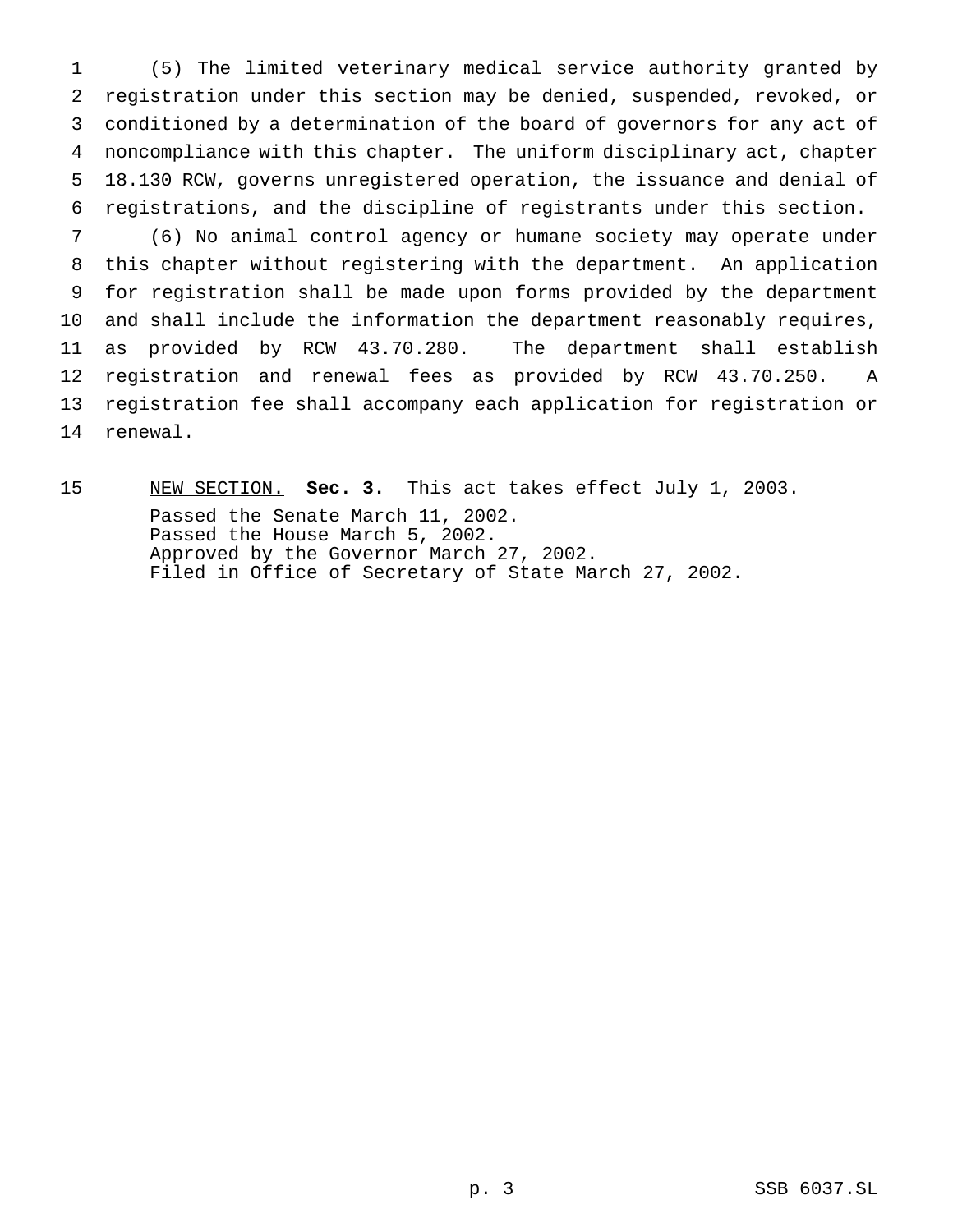(5) The limited veterinary medical service authority granted by registration under this section may be denied, suspended, revoked, or conditioned by a determination of the board of governors for any act of noncompliance with this chapter. The uniform disciplinary act, chapter 18.130 RCW, governs unregistered operation, the issuance and denial of registrations, and the discipline of registrants under this section.

(6) No animal control agency or humane society may operate under this chapter without registering with the department. An application for registration shall be made upon forms provided by the department and shall include the information the department reasonably requires, as provided by RCW 43.70.280. The department shall establish registration and renewal fees as provided by RCW 43.70.250. A registration fee shall accompany each application for registration or renewal.

NEW SECTION. **Sec. 3.** This act takes effect July 1, 2003.

Passed the Senate March 11, 2002.
Passed the House March 5, 2002.
Approved by the Governor March 27, 2002.
Filed in Office of Secretary of State March 27, 2002.